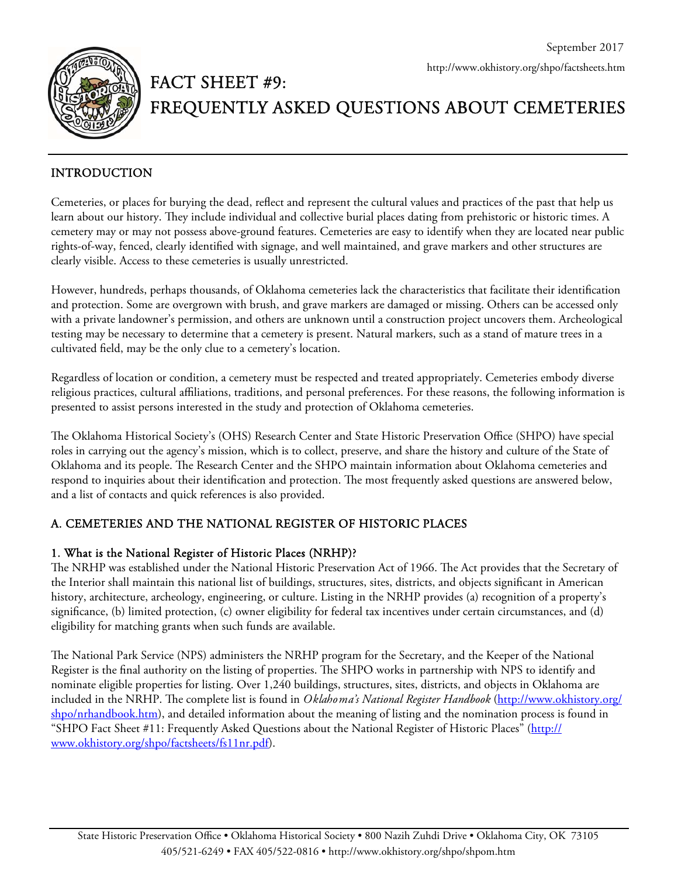September 2017

http://www.okhistory.org/shpo/factsheets.htm

# FACT SHEET #9: FREQUENTLY ASKED QUESTIONS ABOUT CEMETERIES

## INTRODUCTION

Cemeteries, or places for burying the dead, reflect and represent the cultural values and practices of the past that help us learn about our history. They include individual and collective burial places dating from prehistoric or historic times. A cemetery may or may not possess above-ground features. Cemeteries are easy to identify when they are located near public rights-of-way, fenced, clearly identified with signage, and well maintained, and grave markers and other structures are clearly visible. Access to these cemeteries is usually unrestricted.

However, hundreds, perhaps thousands, of Oklahoma cemeteries lack the characteristics that facilitate their identification and protection. Some are overgrown with brush, and grave markers are damaged or missing. Others can be accessed only with a private landowner's permission, and others are unknown until a construction project uncovers them. Archeological testing may be necessary to determine that a cemetery is present. Natural markers, such as a stand of mature trees in a cultivated field, may be the only clue to a cemetery's location.

Regardless of location or condition, a cemetery must be respected and treated appropriately. Cemeteries embody diverse religious practices, cultural affiliations, traditions, and personal preferences. For these reasons, the following information is presented to assist persons interested in the study and protection of Oklahoma cemeteries.

The Oklahoma Historical Society's (OHS) Research Center and State Historic Preservation Office (SHPO) have special roles in carrying out the agency's mission, which is to collect, preserve, and share the history and culture of the State of Oklahoma and its people. The Research Center and the SHPO maintain information about Oklahoma cemeteries and respond to inquiries about their identification and protection. The most frequently asked questions are answered below, and a list of contacts and quick references is also provided.

## A. CEMETERIES AND THE NATIONAL REGISTER OF HISTORIC PLACES

### 1. What is the National Register of Historic Places (NRHP)?

The NRHP was established under the National Historic Preservation Act of 1966. The Act provides that the Secretary of the Interior shall maintain this national list of buildings, structures, sites, districts, and objects significant in American history, architecture, archeology, engineering, or culture. Listing in the NRHP provides (a) recognition of a property's significance, (b) limited protection, (c) owner eligibility for federal tax incentives under certain circumstances, and (d) eligibility for matching grants when such funds are available.

The National Park Service (NPS) administers the NRHP program for the Secretary, and the Keeper of the National Register is the final authority on the listing of properties. The SHPO works in partnership with NPS to identify and nominate eligible properties for listing. Over 1,240 buildings, structures, sites, districts, and objects in Oklahoma are included in the NRHP. The complete list is found in *Oklahoma's National Register Handbook* (http://www.okhistory.org/shpo/nrhandbook.htm), and detailed information about the meaning of listing and the nomination process is found in "SHPO Fact Sheet #11: Frequently Asked Questions about the National Register of Historic Places" (http://www.okhistory.org/shpo/factsheets/fs11nr.pdf).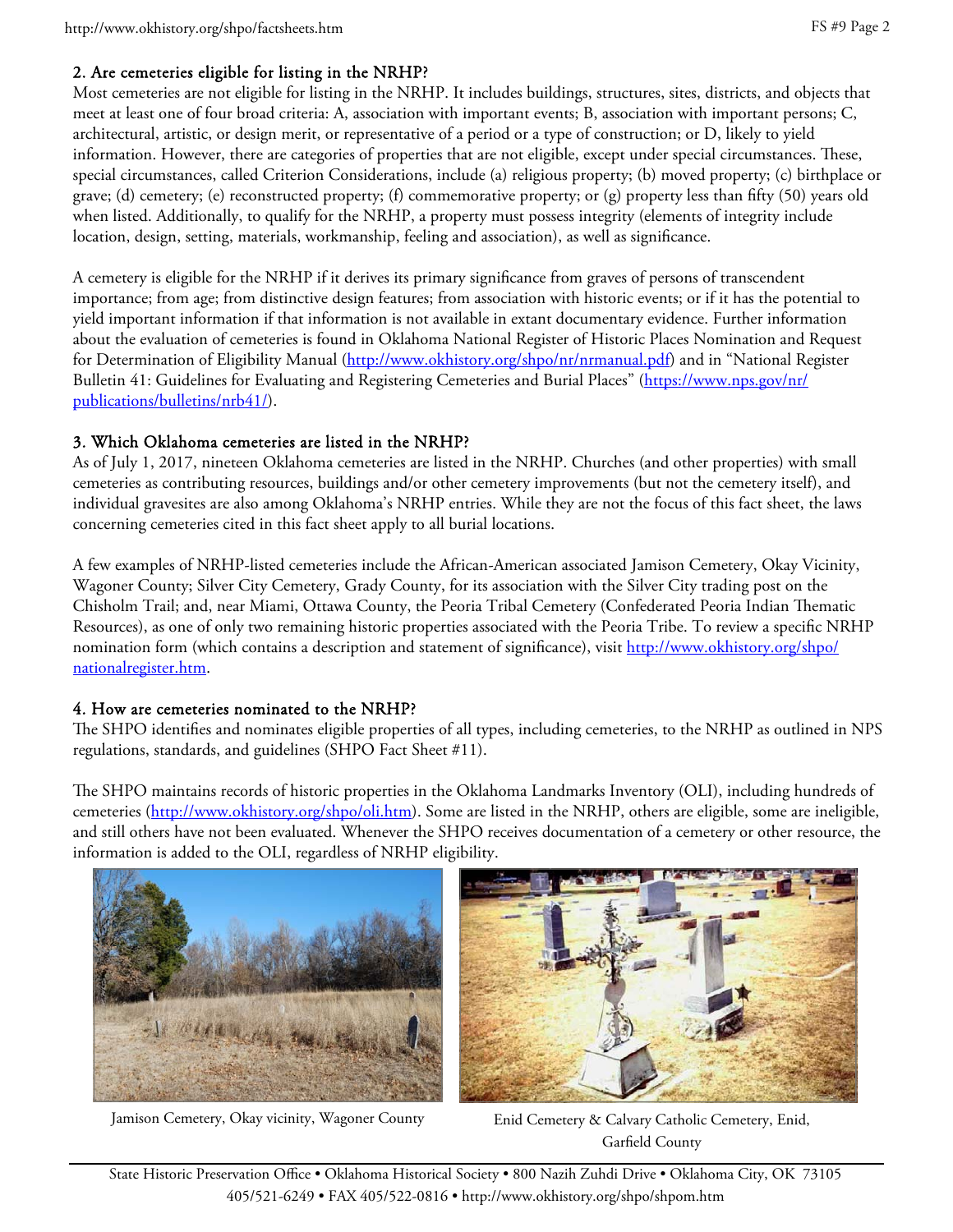## 2. Are cemeteries eligible for listing in the NRHP?

Most cemeteries are not eligible for listing in the NRHP. It includes buildings, structures, sites, districts, and objects that meet at least one of four broad criteria: A, association with important events; B, association with important persons; C, architectural, artistic, or design merit, or representative of a period or a type of construction; or D, likely to yield information. However, there are categories of properties that are not eligible, except under special circumstances. These, special circumstances, called Criterion Considerations, include (a) religious property; (b) moved property; (c) birthplace or grave; (d) cemetery; (e) reconstructed property; (f) commemorative property; or (g) property less than fifty (50) years old when listed. Additionally, to qualify for the NRHP, a property must possess integrity (elements of integrity include location, design, setting, materials, workmanship, feeling and association), as well as significance.

A cemetery is eligible for the NRHP if it derives its primary significance from graves of persons of transcendent importance; from age; from distinctive design features; from association with historic events; or if it has the potential to yield important information if that information is not available in extant documentary evidence. Further information about the evaluation of cemeteries is found in Oklahoma National Register of Historic Places Nomination and Request for Determination of Eligibility Manual (http://www.okhistory.org/shpo/nr/nrmanual.pdf) and in "National Register Bulletin 41: Guidelines for Evaluating and Registering Cemeteries and Burial Places" (https://www.nps.gov/nr/publications/bulletins/nrb41/).

## 3. Which Oklahoma cemeteries are listed in the NRHP?

As of July 1, 2017, nineteen Oklahoma cemeteries are listed in the NRHP. Churches (and other properties) with small cemeteries as contributing resources, buildings and/or other cemetery improvements (but not the cemetery itself), and individual gravesites are also among Oklahoma's NRHP entries. While they are not the focus of this fact sheet, the laws concerning cemeteries cited in this fact sheet apply to all burial locations.

A few examples of NRHP-listed cemeteries include the African-American associated Jamison Cemetery, Okay Vicinity, Wagoner County; Silver City Cemetery, Grady County, for its association with the Silver City trading post on the Chisholm Trail; and, near Miami, Ottawa County, the Peoria Tribal Cemetery (Confederated Peoria Indian Thematic Resources), as one of only two remaining historic properties associated with the Peoria Tribe. To review a specific NRHP nomination form (which contains a description and statement of significance), visit http://www.okhistory.org/shpo/nationalregister.htm.

## 4. How are cemeteries nominated to the NRHP?

The SHPO identifies and nominates eligible properties of all types, including cemeteries, to the NRHP as outlined in NPS regulations, standards, and guidelines (SHPO Fact Sheet #11).

The SHPO maintains records of historic properties in the Oklahoma Landmarks Inventory (OLI), including hundreds of cemeteries (http://www.okhistory.org/shpo/oli.htm). Some are listed in the NRHP, others are eligible, some are ineligible, and still others have not been evaluated. Whenever the SHPO receives documentation of a cemetery or other resource, the information is added to the OLI, regardless of NRHP eligibility.

Jamison Cemetery, Okay vicinity, Wagoner County

Enid Cemetery & Calvary Catholic Cemetery, Enid, Garfield County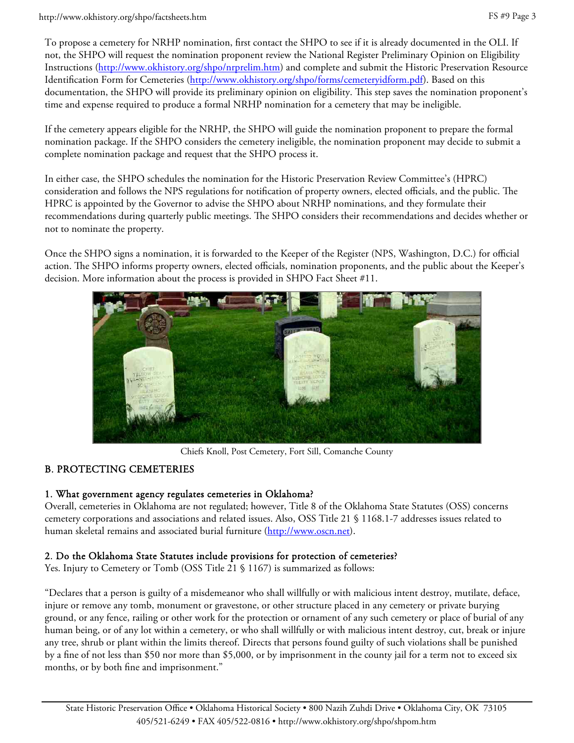To propose a cemetery for NRHP nomination, first contact the SHPO to see if it is already documented in the OLI. If not, the SHPO will request the nomination proponent review the National Register Preliminary Opinion on Eligibility Instructions (http://www.okhistory.org/shpo/nrprelim.htm) and complete and submit the Historic Preservation Resource Identification Form for Cemeteries (http://www.okhistory.org/shpo/forms/cemeteryidform.pdf). Based on this documentation, the SHPO will provide its preliminary opinion on eligibility. This step saves the nomination proponent's time and expense required to produce a formal NRHP nomination for a cemetery that may be ineligible.

If the cemetery appears eligible for the NRHP, the SHPO will guide the nomination proponent to prepare the formal nomination package. If the SHPO considers the cemetery ineligible, the nomination proponent may decide to submit a complete nomination package and request that the SHPO process it.

In either case, the SHPO schedules the nomination for the Historic Preservation Review Committee's (HPRC) consideration and follows the NPS regulations for notification of property owners, elected officials, and the public. The HPRC is appointed by the Governor to advise the SHPO about NRHP nominations, and they formulate their recommendations during quarterly public meetings. The SHPO considers their recommendations and decides whether or not to nominate the property.

Once the SHPO signs a nomination, it is forwarded to the Keeper of the Register (NPS, Washington, D.C.) for official action. The SHPO informs property owners, elected officials, nomination proponents, and the public about the Keeper's decision. More information about the process is provided in SHPO Fact Sheet #11.

Chiefs Knoll, Post Cemetery, Fort Sill, Comanche County

## B. PROTECTING CEMETERIES

### 1. What government agency regulates cemeteries in Oklahoma?

Overall, cemeteries in Oklahoma are not regulated; however, Title 8 of the Oklahoma State Statutes (OSS) concerns cemetery corporations and associations and related issues. Also, OSS Title 21 § 1168.1-7 addresses issues related to human skeletal remains and associated burial furniture (http://www.oscn.net).

### 2. Do the Oklahoma State Statutes include provisions for protection of cemeteries?

Yes. Injury to Cemetery or Tomb (OSS Title 21 § 1167) is summarized as follows:

"Declares that a person is guilty of a misdemeanor who shall willfully or with malicious intent destroy, mutilate, deface, injure or remove any tomb, monument or gravestone, or other structure placed in any cemetery or private burying ground, or any fence, railing or other work for the protection or ornament of any such cemetery or place of burial of any human being, or of any lot within a cemetery, or who shall willfully or with malicious intent destroy, cut, break or injure any tree, shrub or plant within the limits thereof. Directs that persons found guilty of such violations shall be punished by a fine of not less than $50 nor more than $5,000, or by imprisonment in the county jail for a term not to exceed six months, or by both fine and imprisonment."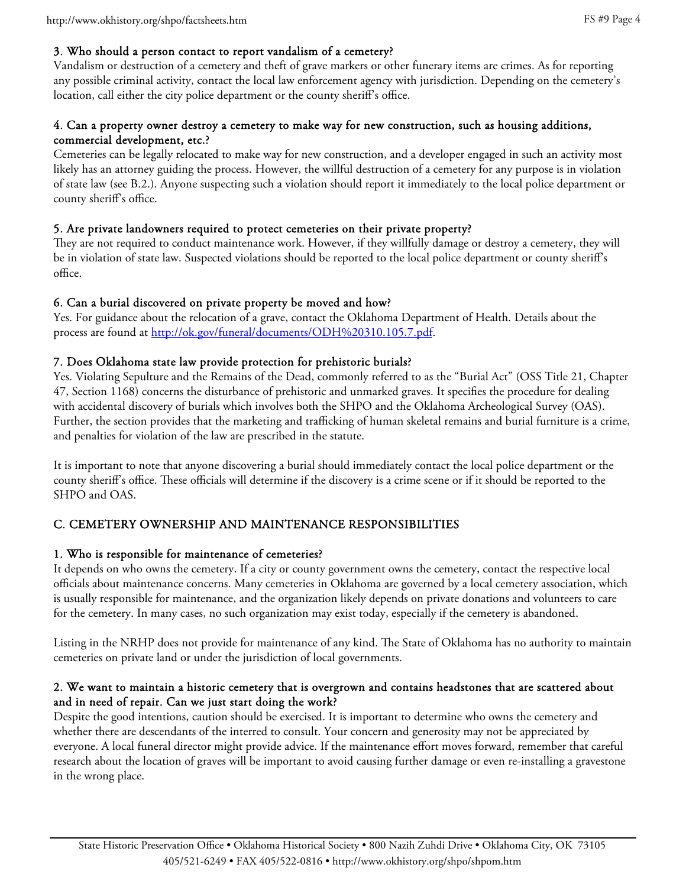### 3. Who should a person contact to report vandalism of a cemetery?

Vandalism or destruction of a cemetery and theft of grave markers or other funerary items are crimes. As for reporting any possible criminal activity, contact the local law enforcement agency with jurisdiction. Depending on the cemetery's location, call either the city police department or the county sheriff's office.

### 4. Can a property owner destroy a cemetery to make way for new construction, such as housing additions, commercial development, etc.?

Cemeteries can be legally relocated to make way for new construction, and a developer engaged in such an activity most likely has an attorney guiding the process. However, the willful destruction of a cemetery for any purpose is in violation of state law (see B.2.). Anyone suspecting such a violation should report it immediately to the local police department or county sheriff's office.

### 5. Are private landowners required to protect cemeteries on their private property?

They are not required to conduct maintenance work. However, if they willfully damage or destroy a cemetery, they will be in violation of state law. Suspected violations should be reported to the local police department or county sheriff's office.

### 6. Can a burial discovered on private property be moved and how?

Yes. For guidance about the relocation of a grave, contact the Oklahoma Department of Health. Details about the process are found at [http://ok.gov/funeral/documents/ODH%20310.105.7.pdf](http://ok.gov/funeral/documents/ODH%20310.105.7.pdf).

### 7. Does Oklahoma state law provide protection for prehistoric burials?

Yes. Violating Sepulture and the Remains of the Dead, commonly referred to as the "Burial Act" (OSS Title 21, Chapter 47, Section 1168) concerns the disturbance of prehistoric and unmarked graves. It specifies the procedure for dealing with accidental discovery of burials which involves both the SHPO and the Oklahoma Archeological Survey (OAS). Further, the section provides that the marketing and trafficking of human skeletal remains and burial furniture is a crime, and penalties for violation of the law are prescribed in the statute.

It is important to note that anyone discovering a burial should immediately contact the local police department or the county sheriff's office. These officials will determine if the discovery is a crime scene or if it should be reported to the SHPO and OAS.

## C. CEMETERY OWNERSHIP AND MAINTENANCE RESPONSIBILITIES

### 1. Who is responsible for maintenance of cemeteries?

It depends on who owns the cemetery. If a city or county government owns the cemetery, contact the respective local officials about maintenance concerns. Many cemeteries in Oklahoma are governed by a local cemetery association, which is usually responsible for maintenance, and the organization likely depends on private donations and volunteers to care for the cemetery. In many cases, no such organization may exist today, especially if the cemetery is abandoned.

Listing in the NRHP does not provide for maintenance of any kind. The State of Oklahoma has no authority to maintain cemeteries on private land or under the jurisdiction of local governments.

### 2. We want to maintain a historic cemetery that is overgrown and contains headstones that are scattered about and in need of repair. Can we just start doing the work?

Despite the good intentions, caution should be exercised. It is important to determine who owns the cemetery and whether there are descendants of the interred to consult. Your concern and generosity may not be appreciated by everyone. A local funeral director might provide advice. If the maintenance effort moves forward, remember that careful research about the location of graves will be important to avoid causing further damage or even re-installing a gravestone in the wrong place.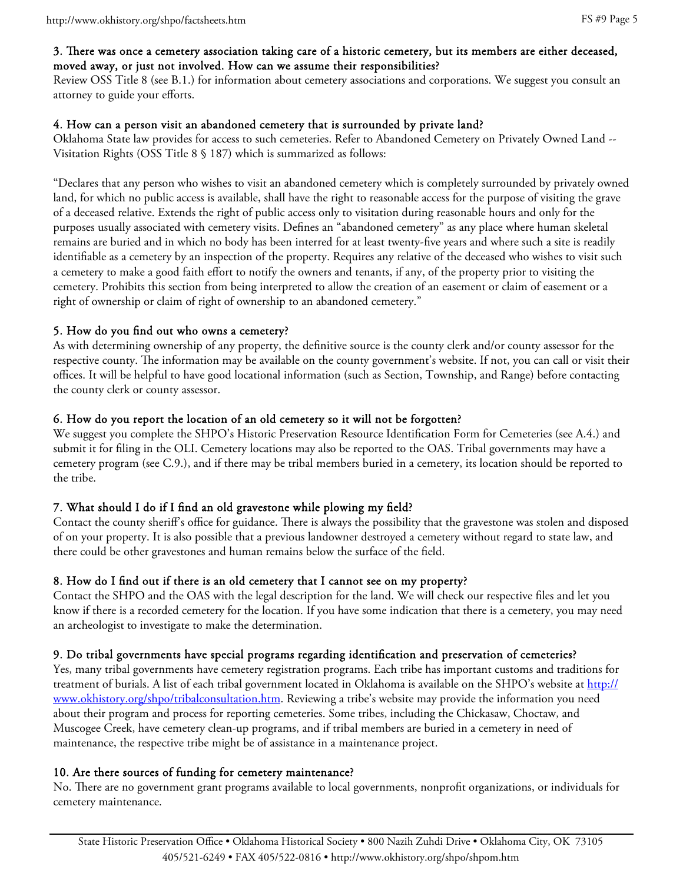**3. There was once a cemetery association taking care of a historic cemetery, but its members are either deceased, moved away, or just not involved. How can we assume their responsibilities?**

Review OSS Title 8 (see B.1.) for information about cemetery associations and corporations. We suggest you consult an attorney to guide your efforts.

**4. How can a person visit an abandoned cemetery that is surrounded by private land?**

Oklahoma State law provides for access to such cemeteries. Refer to Abandoned Cemetery on Privately Owned Land -- Visitation Rights (OSS Title 8 § 187) which is summarized as follows:

"Declares that any person who wishes to visit an abandoned cemetery which is completely surrounded by privately owned land, for which no public access is available, shall have the right to reasonable access for the purpose of visiting the grave of a deceased relative. Extends the right of public access only to visitation during reasonable hours and only for the purposes usually associated with cemetery visits. Defines an "abandoned cemetery" as any place where human skeletal remains are buried and in which no body has been interred for at least twenty-five years and where such a site is readily identifiable as a cemetery by an inspection of the property. Requires any relative of the deceased who wishes to visit such a cemetery to make a good faith effort to notify the owners and tenants, if any, of the property prior to visiting the cemetery. Prohibits this section from being interpreted to allow the creation of an easement or claim of easement or a right of ownership or claim of right of ownership to an abandoned cemetery."

**5. How do you find out who owns a cemetery?**

As with determining ownership of any property, the definitive source is the county clerk and/or county assessor for the respective county. The information may be available on the county government's website. If not, you can call or visit their offices. It will be helpful to have good locational information (such as Section, Township, and Range) before contacting the county clerk or county assessor.

**6. How do you report the location of an old cemetery so it will not be forgotten?**

We suggest you complete the SHPO's Historic Preservation Resource Identification Form for Cemeteries (see A.4.) and submit it for filing in the OLI. Cemetery locations may also be reported to the OAS. Tribal governments may have a cemetery program (see C.9.), and if there may be tribal members buried in a cemetery, its location should be reported to the tribe.

**7. What should I do if I find an old gravestone while plowing my field?**

Contact the county sheriff's office for guidance. There is always the possibility that the gravestone was stolen and disposed of on your property. It is also possible that a previous landowner destroyed a cemetery without regard to state law, and there could be other gravestones and human remains below the surface of the field.

**8. How do I find out if there is an old cemetery that I cannot see on my property?**

Contact the SHPO and the OAS with the legal description for the land. We will check our respective files and let you know if there is a recorded cemetery for the location. If you have some indication that there is a cemetery, you may need an archeologist to investigate to make the determination.

**9. Do tribal governments have special programs regarding identification and preservation of cemeteries?**

Yes, many tribal governments have cemetery registration programs. Each tribe has important customs and traditions for treatment of burials. A list of each tribal government located in Oklahoma is available on the SHPO's website at http://www.okhistory.org/shpo/tribalconsultation.htm. Reviewing a tribe's website may provide the information you need about their program and process for reporting cemeteries. Some tribes, including the Chickasaw, Choctaw, and Muscogee Creek, have cemetery clean-up programs, and if tribal members are buried in a cemetery in need of maintenance, the respective tribe might be of assistance in a maintenance project.

**10. Are there sources of funding for cemetery maintenance?**

No. There are no government grant programs available to local governments, nonprofit organizations, or individuals for cemetery maintenance.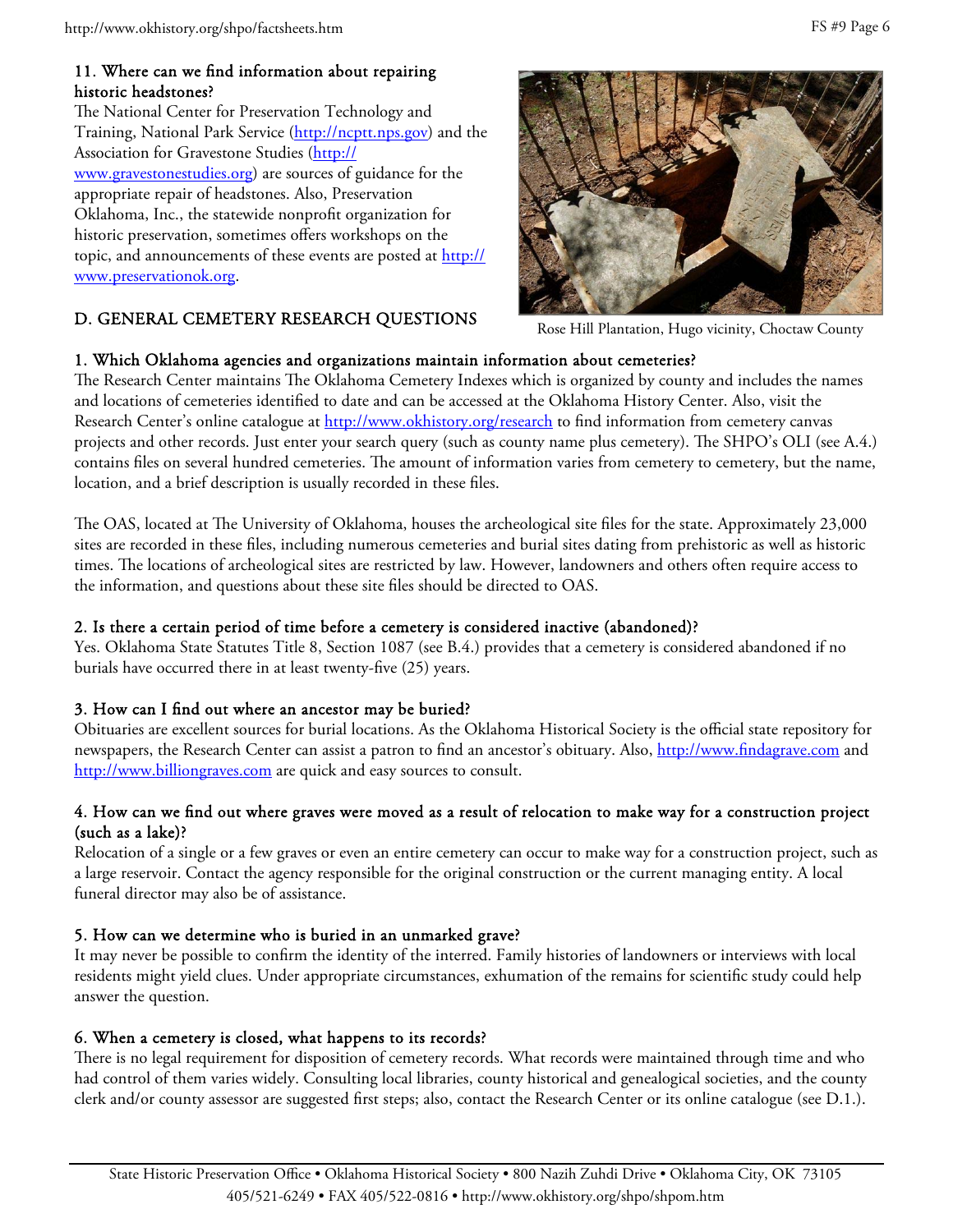### 11. Where can we find information about repairing historic headstones?

The National Center for Preservation Technology and Training, National Park Service (http://ncptt.nps.gov) and the Association for Gravestone Studies (http://www.gravestonestudies.org) are sources of guidance for the appropriate repair of headstones. Also, Preservation Oklahoma, Inc., the statewide nonprofit organization for historic preservation, sometimes offers workshops on the topic, and announcements of these events are posted at http://www.preservationok.org.

Rose Hill Plantation, Hugo vicinity, Choctaw County

## D. GENERAL CEMETERY RESEARCH QUESTIONS

### 1. Which Oklahoma agencies and organizations maintain information about cemeteries?

The Research Center maintains The Oklahoma Cemetery Indexes which is organized by county and includes the names and locations of cemeteries identified to date and can be accessed at the Oklahoma History Center. Also, visit the Research Center's online catalogue at http://www.okhistory.org/research to find information from cemetery canvas projects and other records. Just enter your search query (such as county name plus cemetery). The SHPO's OLI (see A.4.) contains files on several hundred cemeteries. The amount of information varies from cemetery to cemetery, but the name, location, and a brief description is usually recorded in these files.

The OAS, located at The University of Oklahoma, houses the archeological site files for the state. Approximately 23,000 sites are recorded in these files, including numerous cemeteries and burial sites dating from prehistoric as well as historic times. The locations of archeological sites are restricted by law. However, landowners and others often require access to the information, and questions about these site files should be directed to OAS.

### 2. Is there a certain period of time before a cemetery is considered inactive (abandoned)?

Yes. Oklahoma State Statutes Title 8, Section 1087 (see B.4.) provides that a cemetery is considered abandoned if no burials have occurred there in at least twenty-five (25) years.

### 3. How can I find out where an ancestor may be buried?

Obituaries are excellent sources for burial locations. As the Oklahoma Historical Society is the official state repository for newspapers, the Research Center can assist a patron to find an ancestor's obituary. Also, http://www.findagrave.com and http://www.billiongraves.com are quick and easy sources to consult.

### 4. How can we find out where graves were moved as a result of relocation to make way for a construction project (such as a lake)?

Relocation of a single or a few graves or even an entire cemetery can occur to make way for a construction project, such as a large reservoir. Contact the agency responsible for the original construction or the current managing entity. A local funeral director may also be of assistance.

### 5. How can we determine who is buried in an unmarked grave?

It may never be possible to confirm the identity of the interred. Family histories of landowners or interviews with local residents might yield clues. Under appropriate circumstances, exhumation of the remains for scientific study could help answer the question.

### 6. When a cemetery is closed, what happens to its records?

There is no legal requirement for disposition of cemetery records. What records were maintained through time and who had control of them varies widely. Consulting local libraries, county historical and genealogical societies, and the county clerk and/or county assessor are suggested first steps; also, contact the Research Center or its online catalogue (see D.1.).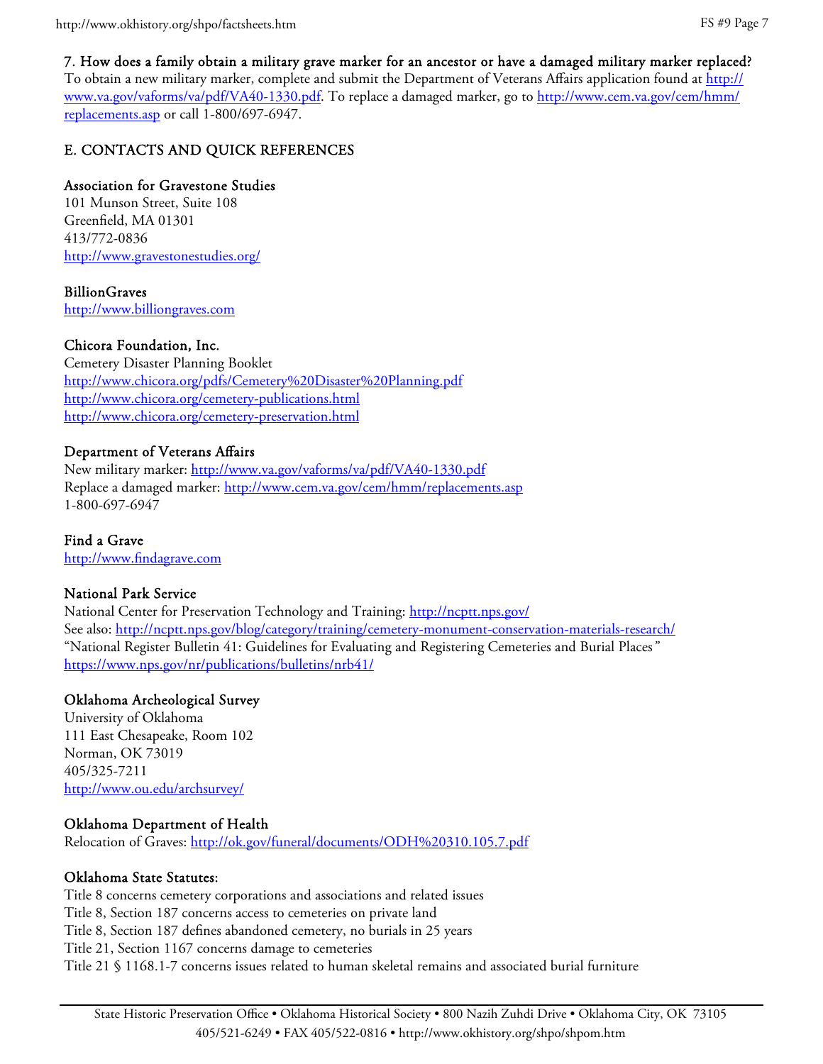**7. How does a family obtain a military grave marker for an ancestor or have a damaged military marker replaced?**
To obtain a new military marker, complete and submit the Department of Veterans Affairs application found at http://www.va.gov/vaforms/va/pdf/VA40-1330.pdf. To replace a damaged marker, go to http://www.cem.va.gov/cem/hmm/replacements.asp or call 1-800/697-6947.

## E. CONTACTS AND QUICK REFERENCES

**Association for Gravestone Studies**
101 Munson Street, Suite 108
Greenfield, MA 01301
413/772-0836
http://www.gravestonestudies.org/

**BillionGraves**
http://www.billiongraves.com

**Chicora Foundation, Inc.**
Cemetery Disaster Planning Booklet
http://www.chicora.org/pdfs/Cemetery%20Disaster%20Planning.pdf
http://www.chicora.org/cemetery-publications.html
http://www.chicora.org/cemetery-preservation.html

**Department of Veterans Affairs**
New military marker: http://www.va.gov/vaforms/va/pdf/VA40-1330.pdf
Replace a damaged marker: http://www.cem.va.gov/cem/hmm/replacements.asp
1-800-697-6947

**Find a Grave**
http://www.findagrave.com

**National Park Service**
National Center for Preservation Technology and Training: http://ncptt.nps.gov/
See also: http://ncptt.nps.gov/blog/category/training/cemetery-monument-conservation-materials-research/
"National Register Bulletin 41: Guidelines for Evaluating and Registering Cemeteries and Burial Places"
https://www.nps.gov/nr/publications/bulletins/nrb41/

**Oklahoma Archeological Survey**
University of Oklahoma
111 East Chesapeake, Room 102
Norman, OK 73019
405/325-7211
http://www.ou.edu/archsurvey/

**Oklahoma Department of Health**
Relocation of Graves: http://ok.gov/funeral/documents/ODH%20310.105.7.pdf

**Oklahoma State Statutes:**
Title 8 concerns cemetery corporations and associations and related issues
Title 8, Section 187 concerns access to cemeteries on private land
Title 8, Section 187 defines abandoned cemetery, no burials in 25 years
Title 21, Section 1167 concerns damage to cemeteries
Title 21 § 1168.1-7 concerns issues related to human skeletal remains and associated burial furniture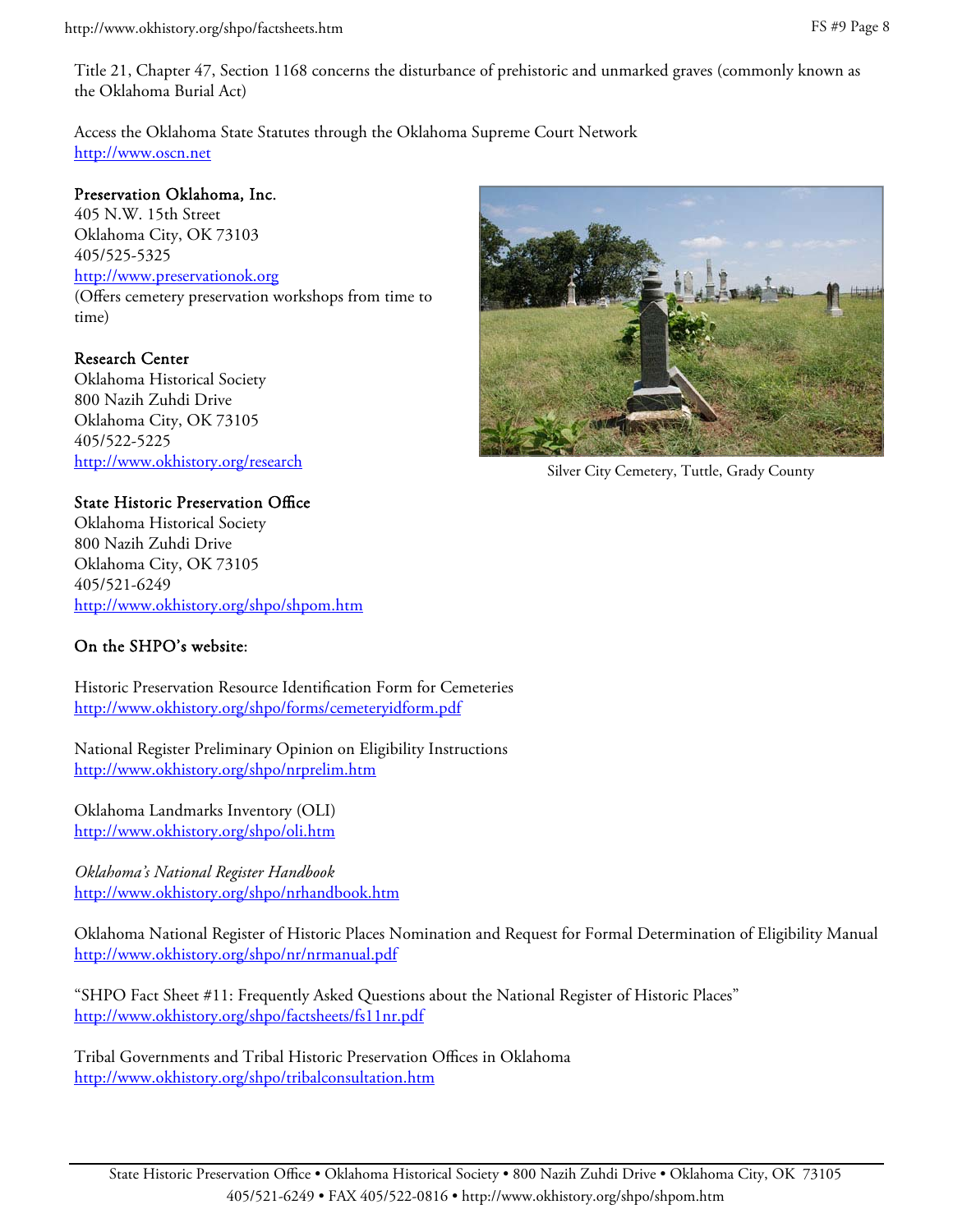Title 21, Chapter 47, Section 1168 concerns the disturbance of prehistoric and unmarked graves (commonly known as the Oklahoma Burial Act)

Access the Oklahoma State Statutes through the Oklahoma Supreme Court Network
http://www.oscn.net

**Preservation Oklahoma, Inc.**
405 N.W. 15th Street
Oklahoma City, OK 73103
405/525-5325
http://www.preservationok.org
(Offers cemetery preservation workshops from time to time)

**Research Center**
Oklahoma Historical Society
800 Nazih Zuhdi Drive
Oklahoma City, OK 73105
405/522-5225
http://www.okhistory.org/research

Silver City Cemetery, Tuttle, Grady County

**State Historic Preservation Office**
Oklahoma Historical Society
800 Nazih Zuhdi Drive
Oklahoma City, OK 73105
405/521-6249
http://www.okhistory.org/shpo/shpom.htm

**On the SHPO's website:**

Historic Preservation Resource Identification Form for Cemeteries
http://www.okhistory.org/shpo/forms/cemeteryidform.pdf

National Register Preliminary Opinion on Eligibility Instructions
http://www.okhistory.org/shpo/nrprelim.htm

Oklahoma Landmarks Inventory (OLI)
http://www.okhistory.org/shpo/oli.htm

*Oklahoma's National Register Handbook*
http://www.okhistory.org/shpo/nrhandbook.htm

Oklahoma National Register of Historic Places Nomination and Request for Formal Determination of Eligibility Manual
http://www.okhistory.org/shpo/nr/nrmanual.pdf

"SHPO Fact Sheet #11: Frequently Asked Questions about the National Register of Historic Places"
http://www.okhistory.org/shpo/factsheets/fs11nr.pdf

Tribal Governments and Tribal Historic Preservation Offices in Oklahoma
http://www.okhistory.org/shpo/tribalconsultation.htm